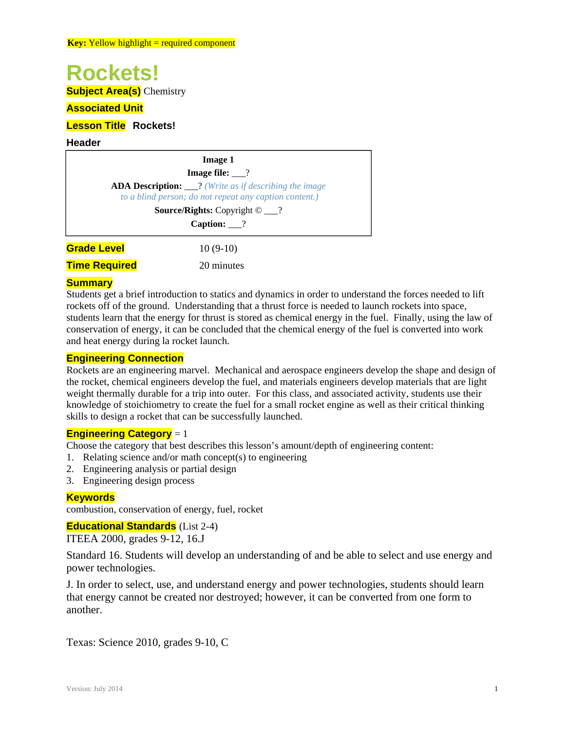**Key:** Yellow highlight = required component

# Rockets!

**Subject Area(s)** Chemistry

**Associated Unit**

**Lesson Title** **Rockets!**

**Header**

**Image 1**

**Image file:** ___?

**ADA Description:** ___? *(Write as if describing the image to a blind person; do not repeat any caption content.)*

**Source/Rights:** Copyright © ___?

**Caption:** ___?

**Grade Level** 10 (9-10)

**Time Required** 20 minutes

## Summary

Students get a brief introduction to statics and dynamics in order to understand the forces needed to lift rockets off of the ground. Understanding that a thrust force is needed to launch rockets into space, students learn that the energy for thrust is stored as chemical energy in the fuel. Finally, using the law of conservation of energy, it can be concluded that the chemical energy of the fuel is converted into work and heat energy during la rocket launch.

## Engineering Connection

Rockets are an engineering marvel. Mechanical and aerospace engineers develop the shape and design of the rocket, chemical engineers develop the fuel, and materials engineers develop materials that are light weight thermally durable for a trip into outer. For this class, and associated activity, students use their knowledge of stoichiometry to create the fuel for a small rocket engine as well as their critical thinking skills to design a rocket that can be successfully launched.

## Engineering Category = 1

Choose the category that best describes this lesson's amount/depth of engineering content:

1. Relating science and/or math concept(s) to engineering
2. Engineering analysis or partial design
3. Engineering design process

## Keywords

combustion, conservation of energy, fuel, rocket

## Educational Standards (List 2-4)

ITEEA 2000, grades 9-12, 16.J

Standard 16. Students will develop an understanding of and be able to select and use energy and power technologies.

J. In order to select, use, and understand energy and power technologies, students should learn that energy cannot be created nor destroyed; however, it can be converted from one form to another.

Texas: Science 2010, grades 9-10, C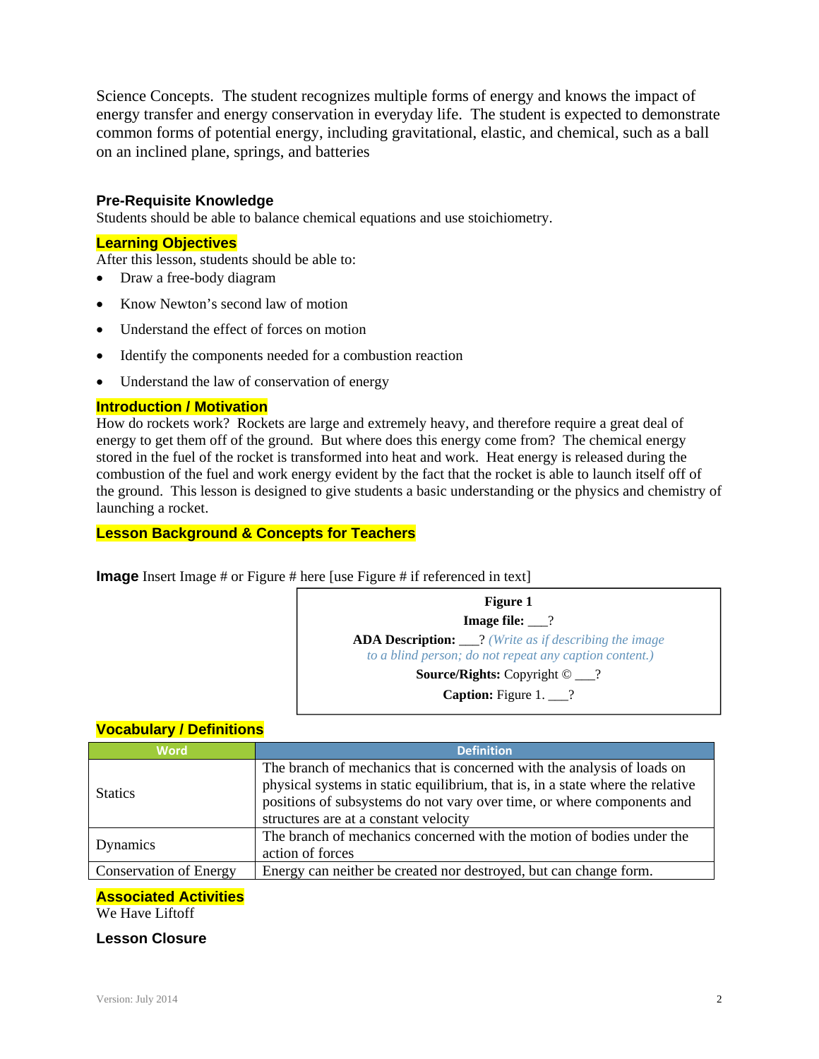Science Concepts. The student recognizes multiple forms of energy and knows the impact of energy transfer and energy conservation in everyday life. The student is expected to demonstrate common forms of potential energy, including gravitational, elastic, and chemical, such as a ball on an inclined plane, springs, and batteries

### Pre-Requisite Knowledge

Students should be able to balance chemical equations and use stoichiometry.

### Learning Objectives

After this lesson, students should be able to:

- Draw a free-body diagram
- Know Newton's second law of motion
- Understand the effect of forces on motion
- Identify the components needed for a combustion reaction
- Understand the law of conservation of energy

### Introduction / Motivation

How do rockets work? Rockets are large and extremely heavy, and therefore require a great deal of energy to get them off of the ground. But where does this energy come from? The chemical energy stored in the fuel of the rocket is transformed into heat and work. Heat energy is released during the combustion of the fuel and work energy evident by the fact that the rocket is able to launch itself off of the ground. This lesson is designed to give students a basic understanding or the physics and chemistry of launching a rocket.

### Lesson Background & Concepts for Teachers

**Image** Insert Image # or Figure # here [use Figure # if referenced in text]

**Figure 1**

**Image file:** ___?

**ADA Description:** ___? *(Write as if describing the image to a blind person; do not repeat any caption content.)*

**Source/Rights:** Copyright © ___?

**Caption:** Figure 1. ___?

### Vocabulary / Definitions

| Word | Definition |
| --- | --- |
| Statics | The branch of mechanics that is concerned with the analysis of loads on physical systems in static equilibrium, that is, in a state where the relative positions of subsystems do not vary over time, or where components and structures are at a constant velocity |
| Dynamics | The branch of mechanics concerned with the motion of bodies under the action of forces |
| Conservation of Energy | Energy can neither be created nor destroyed, but can change form. |

### Associated Activities

We Have Liftoff

### Lesson Closure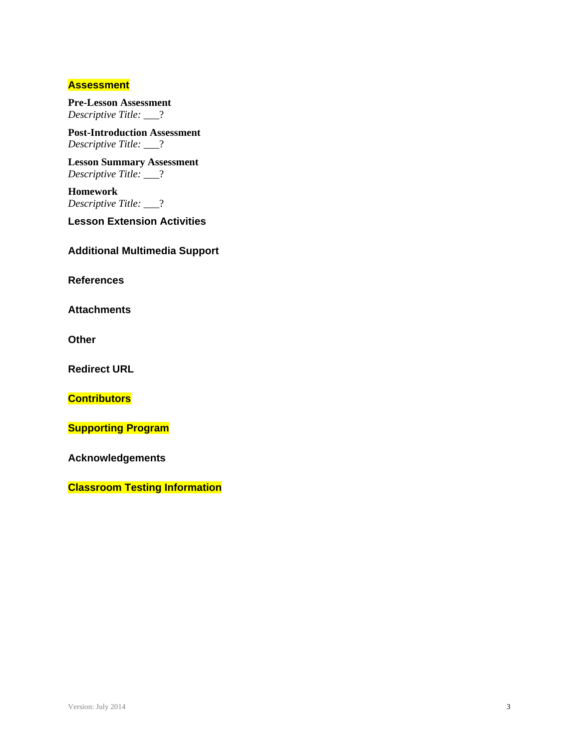## Assessment

**Pre-Lesson Assessment**
*Descriptive Title:* ___?

**Post-Introduction Assessment**
*Descriptive Title:* ___?

**Lesson Summary Assessment**
*Descriptive Title:* ___?

**Homework**
*Descriptive Title:* ___?

## Lesson Extension Activities

## Additional Multimedia Support

## References

## Attachments

## Other

## Redirect URL

## Contributors

## Supporting Program

## Acknowledgements

## Classroom Testing Information

Version: July 2014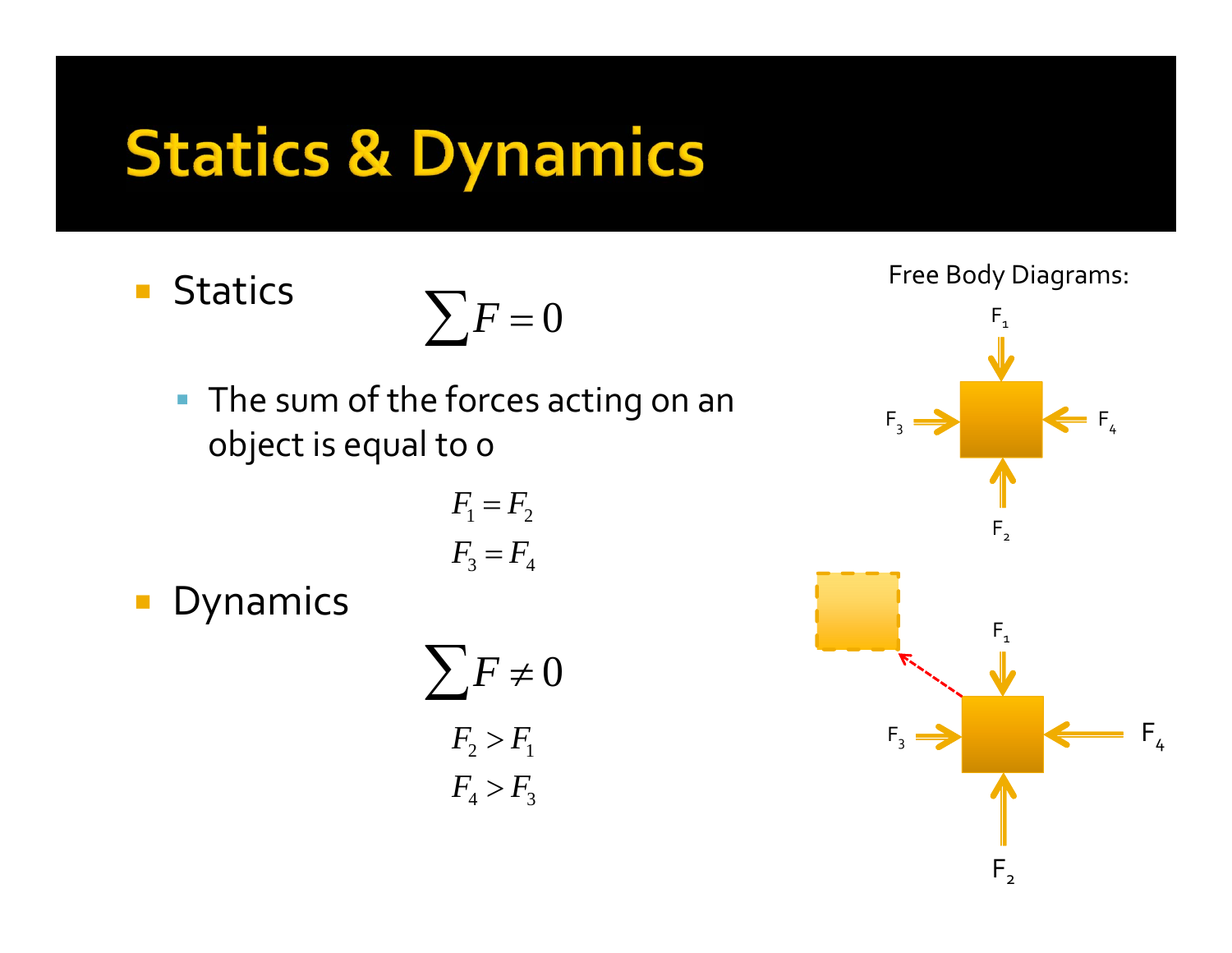# Statics & Dynamics

- Statics

$$\sum F = 0$$

  - The sum of the forces acting on an object is equal to 0

$$F_1 = F_2$$
$$F_3 = F_4$$

- Dynamics

$$\sum F \neq 0$$

$$F_2 > F_1$$
$$F_4 > F_3$$

Free Body Diagrams:

$F_1$

$F_3$ $F_4$

$F_2$

$F_1$

$F_3$ $F_4$

$F_2$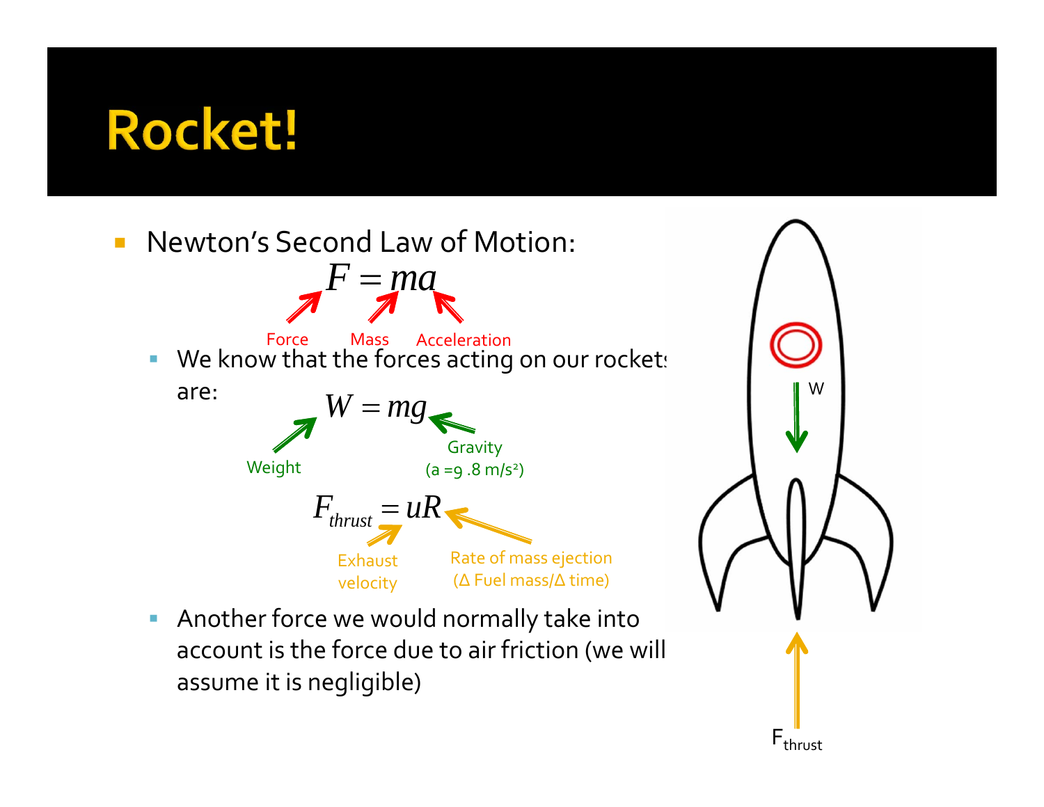# Rocket!

- Newton's Second Law of Motion:

$$F = ma$$

Force, Mass, Acceleration

  - We know that the forces acting on our rockets are:

$$W = mg$$

Weight, Gravity (a =9 .8 m/s²)

$$F_{thrust} = uR$$

Exhaust velocity, Rate of mass ejection (Δ Fuel mass/Δ time)

  - Another force we would normally take into account is the force due to air friction (we will assume it is negligible)

W

$F_{thrust}$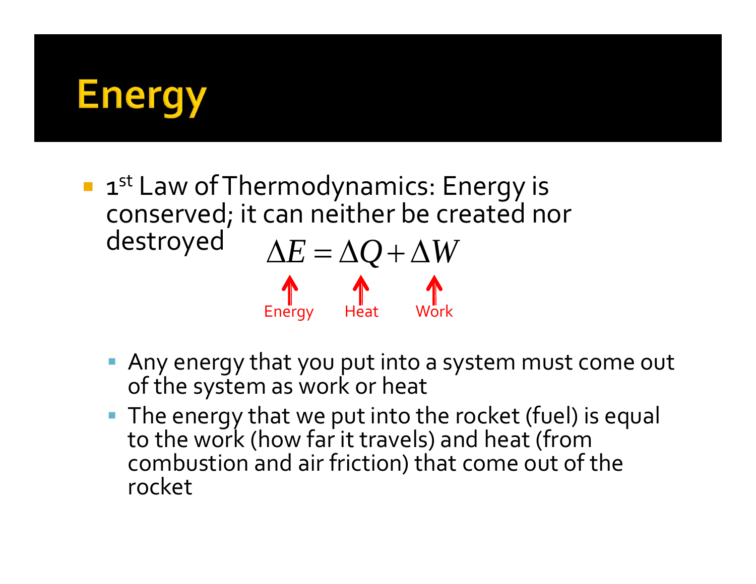# Energy

- 1st Law of Thermodynamics: Energy is conserved; it can neither be created nor destroyed

$$\Delta E = \Delta Q + \Delta W$$

Energy — Heat — Work

  - Any energy that you put into a system must come out of the system as work or heat
  - The energy that we put into the rocket (fuel) is equal to the work (how far it travels) and heat (from combustion and air friction) that come out of the rocket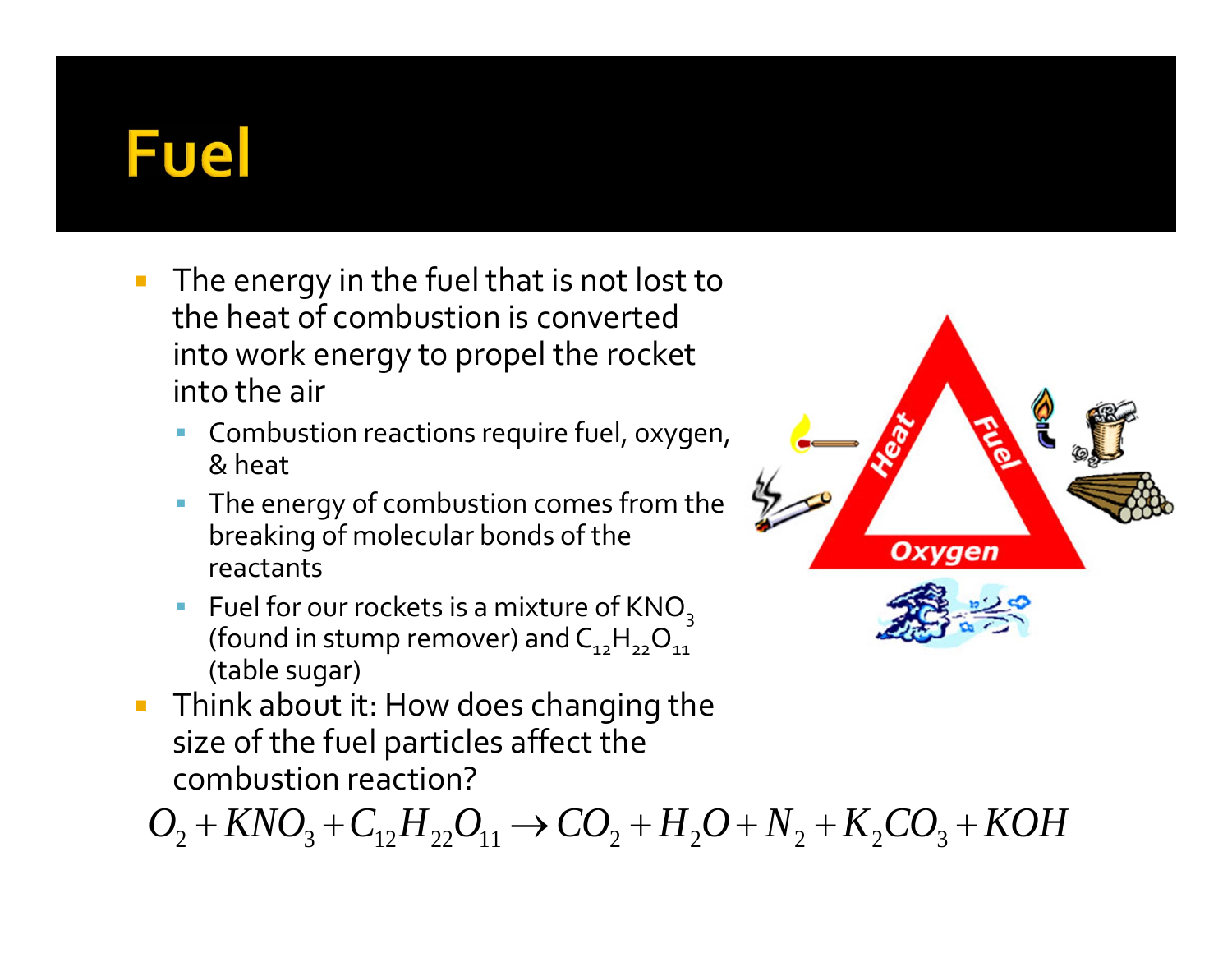# Fuel

- The energy in the fuel that is not lost to the heat of combustion is converted into work energy to propel the rocket into the air
  - Combustion reactions require fuel, oxygen, & heat
  - The energy of combustion comes from the breaking of molecular bonds of the reactants
  - Fuel for our rockets is a mixture of $KNO_3$ (found in stump remover) and $C_{12}H_{22}O_{11}$ (table sugar)
- Think about it: How does changing the size of the fuel particles affect the combustion reaction?

$$O_2 + KNO_3 + C_{12}H_{22}O_{11} \rightarrow CO_2 + H_2O + N_2 + K_2CO_3 + KOH$$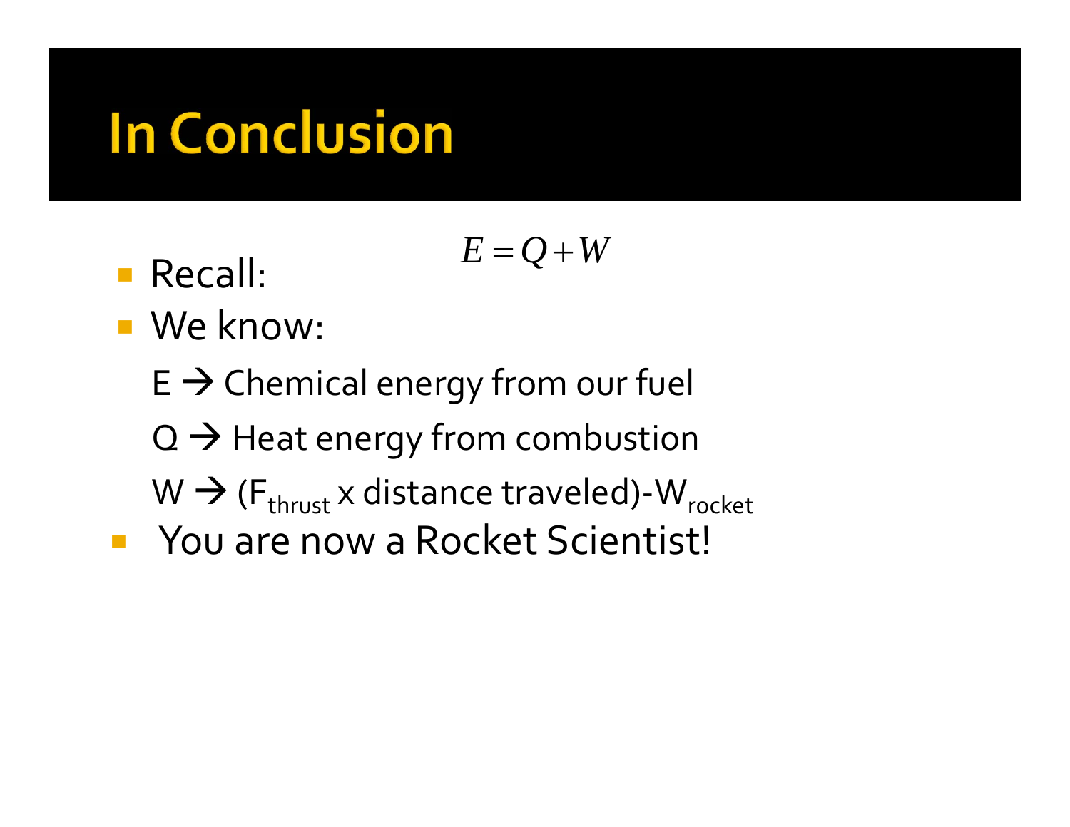# In Conclusion

- Recall: $$E = Q + W$$
- We know:

  E → Chemical energy from our fuel

  Q → Heat energy from combustion

  W → ($F_{thrust}$ x distance traveled)-$W_{rocket}$
- You are now a Rocket Scientist!